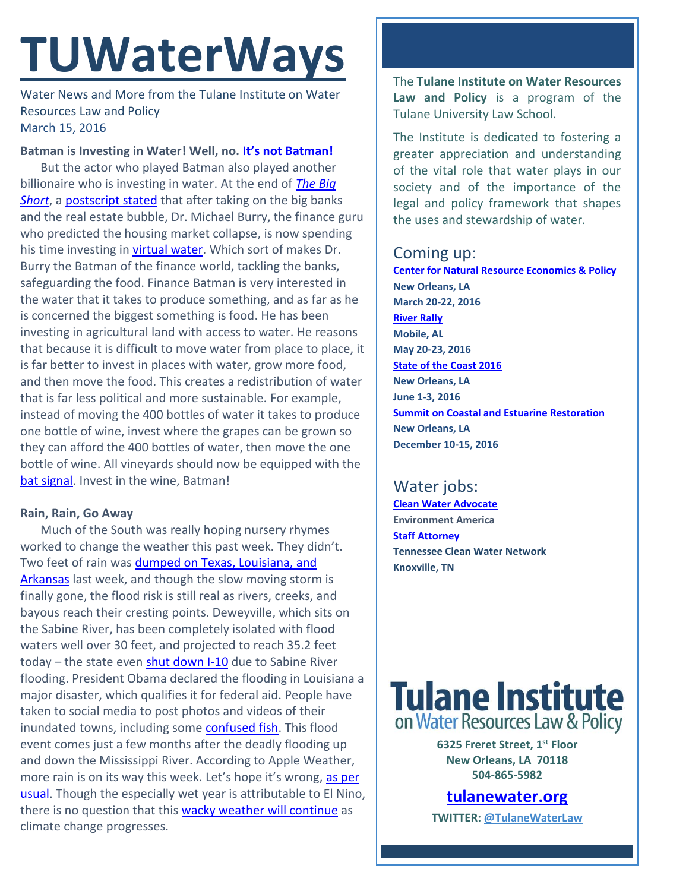# TUWaterWays

Water News and More from the Tulane Institute on Water Resources Law and Policy
March 15, 2016

**Batman is Investing in Water! Well, no. It's not Batman!**

But the actor who played Batman also played another billionaire who is investing in water. At the end of *The Big Short*, a postscript stated that after taking on the big banks and the real estate bubble, Dr. Michael Burry, the finance guru who predicted the housing market collapse, is now spending his time investing in virtual water. Which sort of makes Dr. Burry the Batman of the finance world, tackling the banks, safeguarding the food. Finance Batman is very interested in the water that it takes to produce something, and as far as he is concerned the biggest something is food. He has been investing in agricultural land with access to water. He reasons that because it is difficult to move water from place to place, it is far better to invest in places with water, grow more food, and then move the food. This creates a redistribution of water that is far less political and more sustainable. For example, instead of moving the 400 bottles of water it takes to produce one bottle of wine, invest where the grapes can be grown so they can afford the 400 bottles of water, then move the one bottle of wine. All vineyards should now be equipped with the bat signal. Invest in the wine, Batman!

**Rain, Rain, Go Away**

Much of the South was really hoping nursery rhymes worked to change the weather this past week. They didn't. Two feet of rain was dumped on Texas, Louisiana, and Arkansas last week, and though the slow moving storm is finally gone, the flood risk is still real as rivers, creeks, and bayous reach their cresting points. Deweyville, which sits on the Sabine River, has been completely isolated with flood waters well over 30 feet, and projected to reach 35.2 feet today – the state even shut down I-10 due to Sabine River flooding. President Obama declared the flooding in Louisiana a major disaster, which qualifies it for federal aid. People have taken to social media to post photos and videos of their inundated towns, including some confused fish. This flood event comes just a few months after the deadly flooding up and down the Mississippi River. According to Apple Weather, more rain is on its way this week. Let's hope it's wrong, as per usual. Though the especially wet year is attributable to El Nino, there is no question that this wacky weather will continue as climate change progresses.

The **Tulane Institute on Water Resources Law and Policy** is a program of the Tulane University Law School.

The Institute is dedicated to fostering a greater appreciation and understanding of the vital role that water plays in our society and of the importance of the legal and policy framework that shapes the uses and stewardship of water.

## Coming up:

**Center for Natural Resource Economics & Policy**
**New Orleans, LA**
**March 20-22, 2016**

**River Rally**
**Mobile, AL**
**May 20-23, 2016**

**State of the Coast 2016**
**New Orleans, LA**
**June 1-3, 2016**

**Summit on Coastal and Estuarine Restoration**
**New Orleans, LA**
**December 10-15, 2016**

## Water jobs:

**Clean Water Advocate**
**Environment America**

**Staff Attorney**
**Tennessee Clean Water Network**
**Knoxville, TN**

**Tulane Institute on Water Resources Law & Policy**

**6325 Freret Street, 1st Floor**
**New Orleans, LA 70118**
**504-865-5982**

**tulanewater.org**

**TWITTER: @TulaneWaterLaw**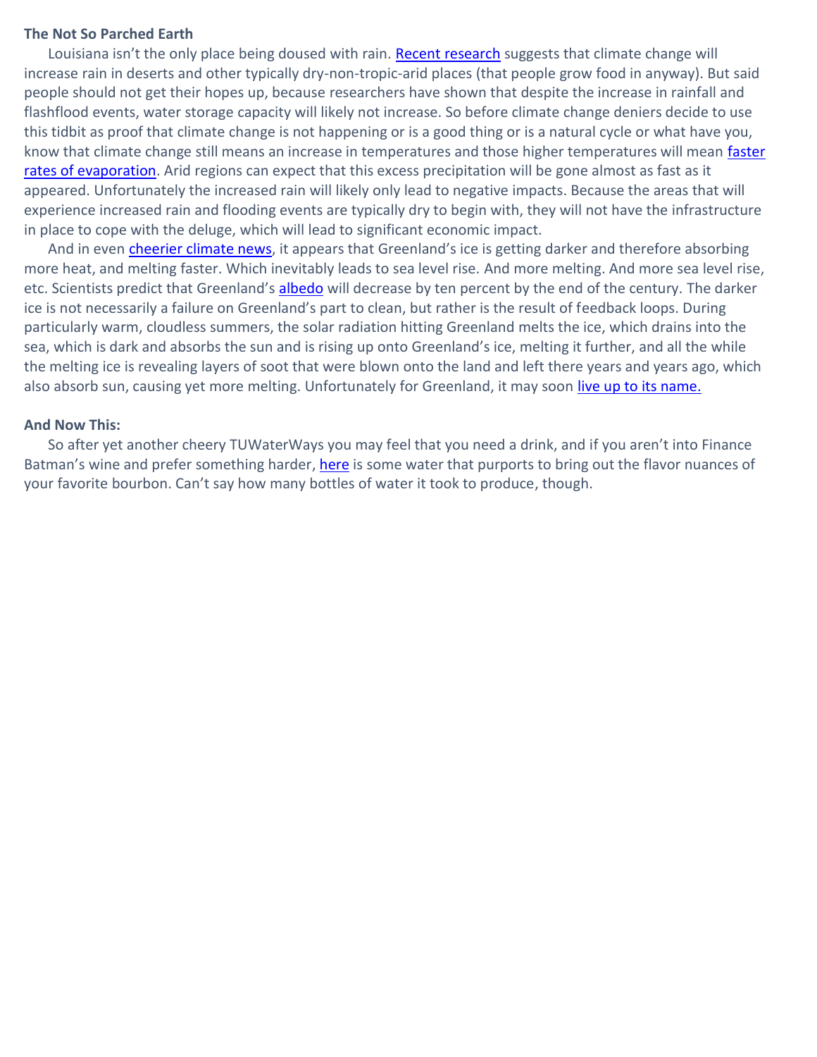**The Not So Parched Earth**

Louisiana isn't the only place being doused with rain. Recent research suggests that climate change will increase rain in deserts and other typically dry-non-tropic-arid places (that people grow food in anyway). But said people should not get their hopes up, because researchers have shown that despite the increase in rainfall and flashflood events, water storage capacity will likely not increase. So before climate change deniers decide to use this tidbit as proof that climate change is not happening or is a good thing or is a natural cycle or what have you, know that climate change still means an increase in temperatures and those higher temperatures will mean faster rates of evaporation. Arid regions can expect that this excess precipitation will be gone almost as fast as it appeared. Unfortunately the increased rain will likely only lead to negative impacts. Because the areas that will experience increased rain and flooding events are typically dry to begin with, they will not have the infrastructure in place to cope with the deluge, which will lead to significant economic impact.

And in even cheerier climate news, it appears that Greenland's ice is getting darker and therefore absorbing more heat, and melting faster. Which inevitably leads to sea level rise. And more melting. And more sea level rise, etc. Scientists predict that Greenland's albedo will decrease by ten percent by the end of the century. The darker ice is not necessarily a failure on Greenland's part to clean, but rather is the result of feedback loops. During particularly warm, cloudless summers, the solar radiation hitting Greenland melts the ice, which drains into the sea, which is dark and absorbs the sun and is rising up onto Greenland's ice, melting it further, and all the while the melting ice is revealing layers of soot that were blown onto the land and left there years and years ago, which also absorb sun, causing yet more melting. Unfortunately for Greenland, it may soon live up to its name.

**And Now This:**

So after yet another cheery TUWaterWays you may feel that you need a drink, and if you aren't into Finance Batman's wine and prefer something harder, here is some water that purports to bring out the flavor nuances of your favorite bourbon. Can't say how many bottles of water it took to produce, though.